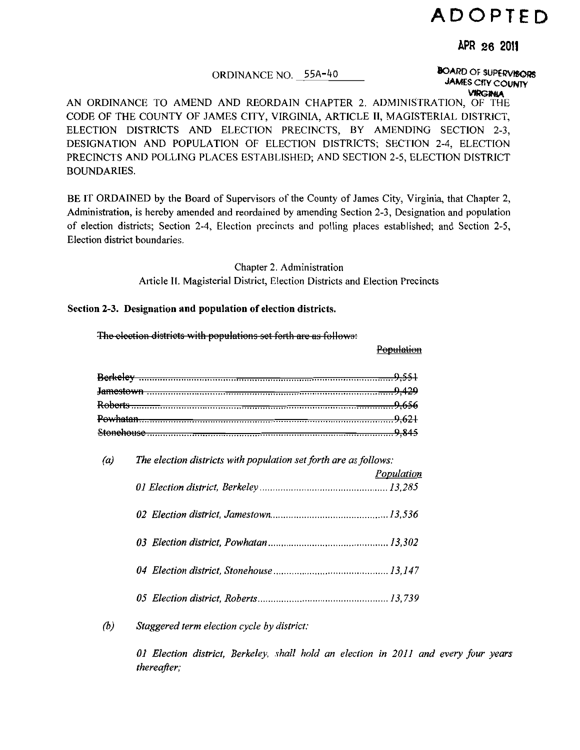**ADOPTED**

**APR 26 2011**

**BOARD OF SUPERVISORS**
**JAMES CITY COUNTY**
**VIRGINIA**

ORDINANCE NO. 55A-40

AN ORDINANCE TO AMEND AND REORDAIN CHAPTER 2. ADMINISTRATION, OF THE CODE OF THE COUNTY OF JAMES CITY, VIRGINIA, ARTICLE II, MAGISTERIAL DISTRICT, ELECTION DISTRICTS AND ELECTION PRECINCTS, BY AMENDING SECTION 2-3, DESIGNATION AND POPULATION OF ELECTION DISTRICTS; SECTION 2-4, ELECTION PRECINCTS AND POLLING PLACES ESTABLISHED; AND SECTION 2-5, ELECTION DISTRICT BOUNDARIES.

BE IT ORDAINED by the Board of Supervisors of the County of James City, Virginia, that Chapter 2, Administration, is hereby amended and reordained by amending Section 2-3, Designation and population of election districts; Section 2-4, Election precincts and polling places established; and Section 2-5, Election district boundaries.

Chapter 2. Administration

Article II. Magisterial District, Election Districts and Election Precincts

**Section 2-3. Designation and population of election districts.**

~~The election districts with populations set forth are as follows:~~

| | ~~Population~~ |
|---|---|
| ~~Berkeley~~ | ~~9,551~~ |
| ~~Jamestown~~ | ~~9,429~~ |
| ~~Roberts~~ | ~~9,656~~ |
| ~~Powhatan~~ | ~~9,621~~ |
| ~~Stonehouse~~ | ~~9,845~~ |

*(a) The election districts with population set forth are as follows:*

| | *Population* |
|---|---|
| *01 Election district, Berkeley* | *13,285* |
| *02 Election district, Jamestown* | *13,536* |
| *03 Election district, Powhatan* | *13,302* |
| *04 Election district, Stonehouse* | *13,147* |
| *05 Election district, Roberts* | *13,739* |

*(b) Staggered term election cycle by district:*

*01 Election district, Berkeley, shall hold an election in 2011 and every four years thereafter;*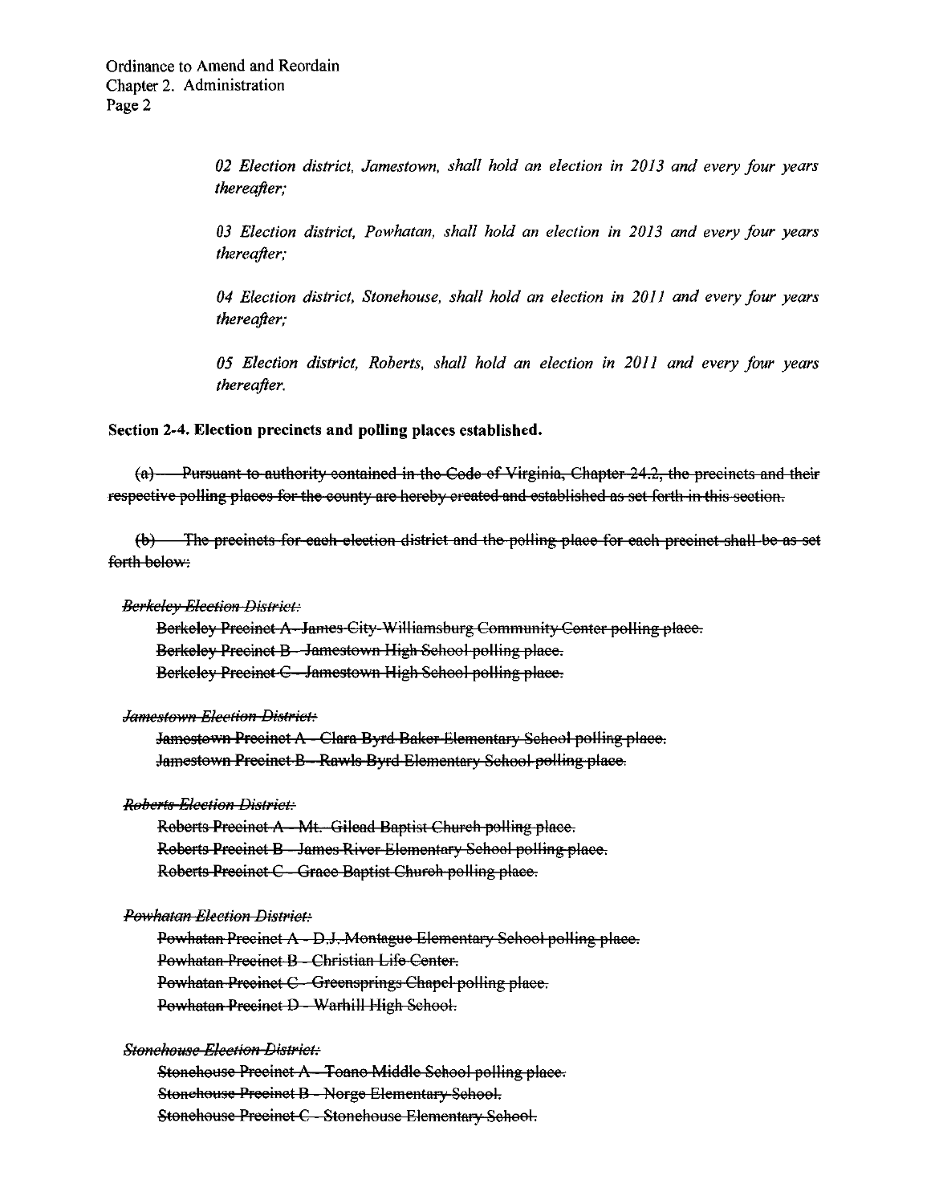*02 Election district, Jamestown, shall hold an election in 2013 and every four years thereafter;*

*03 Election district, Powhatan, shall hold an election in 2013 and every four years thereafter;*

*04 Election district, Stonehouse, shall hold an election in 2011 and every four years thereafter;*

*05 Election district, Roberts, shall hold an election in 2011 and every four years thereafter.*

**Section 2-4. Election precincts and polling places established.**

~~(a) Pursuant to authority contained in the Code of Virginia, Chapter 24.2, the precincts and their respective polling places for the county are hereby created and established as set forth in this section.~~

~~(b) The precincts for each election district and the polling place for each precinct shall be as set forth below:~~

~~*Berkeley Election District:*~~

~~Berkeley Precinct A - James City-Williamsburg Community Center polling place.~~
~~Berkeley Precinct B - Jamestown High School polling place.~~
~~Berkeley Precinct C - Jamestown High School polling place.~~

~~*Jamestown Election District:*~~

~~Jamestown Precinct A - Clara Byrd Baker Elementary School polling place.~~
~~Jamestown Precinct B - Rawls Byrd Elementary School polling place.~~

~~*Roberts Election District:*~~

~~Roberts Precinct A - Mt. Gilead Baptist Church polling place.~~
~~Roberts Precinct B - James River Elementary School polling place.~~
~~Roberts Precinct C - Grace Baptist Church polling place.~~

~~*Powhatan Election District:*~~

~~Powhatan Precinct A - D.J. Montague Elementary School polling place.~~
~~Powhatan Precinct B - Christian Life Center.~~
~~Powhatan Precinct C - Greensprings Chapel polling place.~~
~~Powhatan Precinct D - Warhill High School.~~

~~*Stonehouse Election District:*~~

~~Stonehouse Precinct A - Toano Middle School polling place.~~
~~Stonehouse Precinct B - Norge Elementary School.~~
~~Stonehouse Precinct C - Stonehouse Elementary School.~~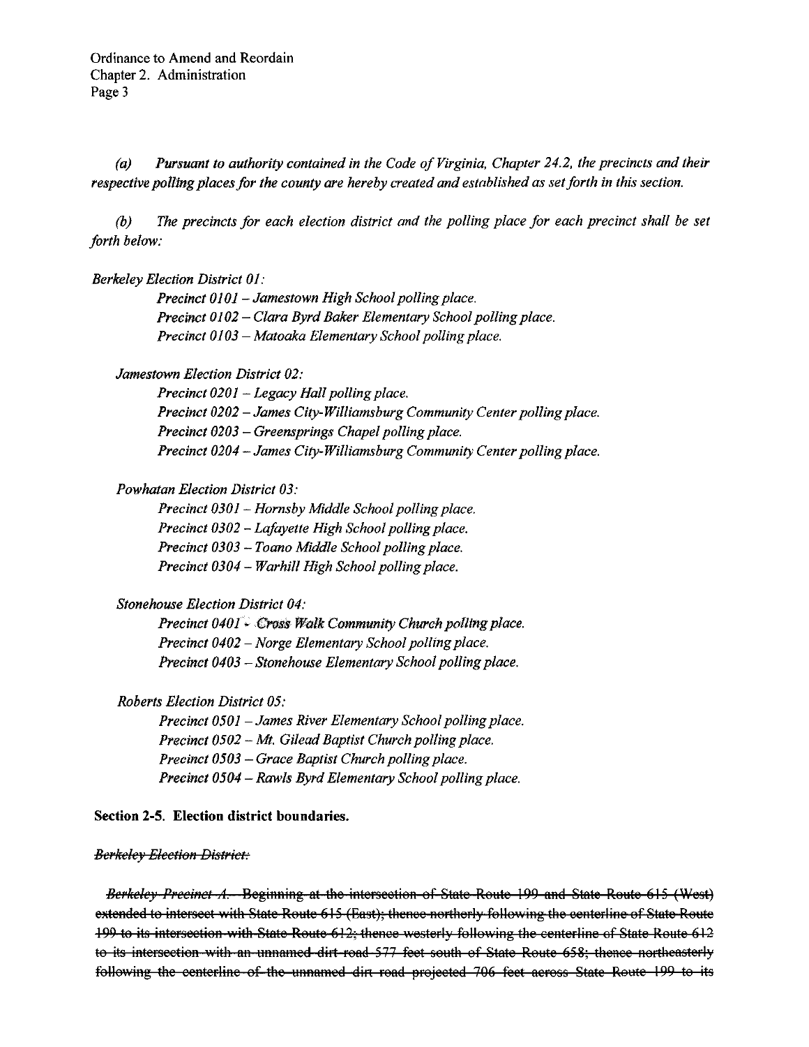*(a) Pursuant to authority contained in the Code of Virginia, Chapter 24.2, the precincts and their respective polling places for the county are hereby created and established as set forth in this section.*

*(b) The precincts for each election district and the polling place for each precinct shall be set forth below:*

*Berkeley Election District 01:*

*Precinct 0101 – Jamestown High School polling place.*
*Precinct 0102 – Clara Byrd Baker Elementary School polling place.*
*Precinct 0103 – Matoaka Elementary School polling place.*

*Jamestown Election District 02:*

*Precinct 0201 – Legacy Hall polling place.*
*Precinct 0202 – James City-Williamsburg Community Center polling place.*
*Precinct 0203 – Greensprings Chapel polling place.*
*Precinct 0204 – James City-Williamsburg Community Center polling place.*

*Powhatan Election District 03:*

*Precinct 0301 – Hornsby Middle School polling place.*
*Precinct 0302 – Lafayette High School polling place.*
*Precinct 0303 – Toano Middle School polling place.*
*Precinct 0304 – Warhill High School polling place.*

*Stonehouse Election District 04:*

*Precinct 0401 – Cross Walk Community Church polling place.*
*Precinct 0402 – Norge Elementary School polling place.*
*Precinct 0403 – Stonehouse Elementary School polling place.*

*Roberts Election District 05:*

*Precinct 0501 – James River Elementary School polling place.*
*Precinct 0502 – Mt. Gilead Baptist Church polling place.*
*Precinct 0503 – Grace Baptist Church polling place.*
*Precinct 0504 – Rawls Byrd Elementary School polling place.*

**Section 2-5. Election district boundaries.**

~~*Berkeley Election District:*~~

~~*Berkeley Precinct A.* Beginning at the intersection of State Route 199 and State Route 615 (West) extended to intersect with State Route 615 (East); thence northerly following the centerline of State Route 199 to its intersection with State Route 612; thence westerly following the centerline of State Route 612 to its intersection with an unnamed dirt road 577 feet south of State Route 658; thence northeasterly following the centerline of the unnamed dirt road projected 706 feet across State Route 199 to its~~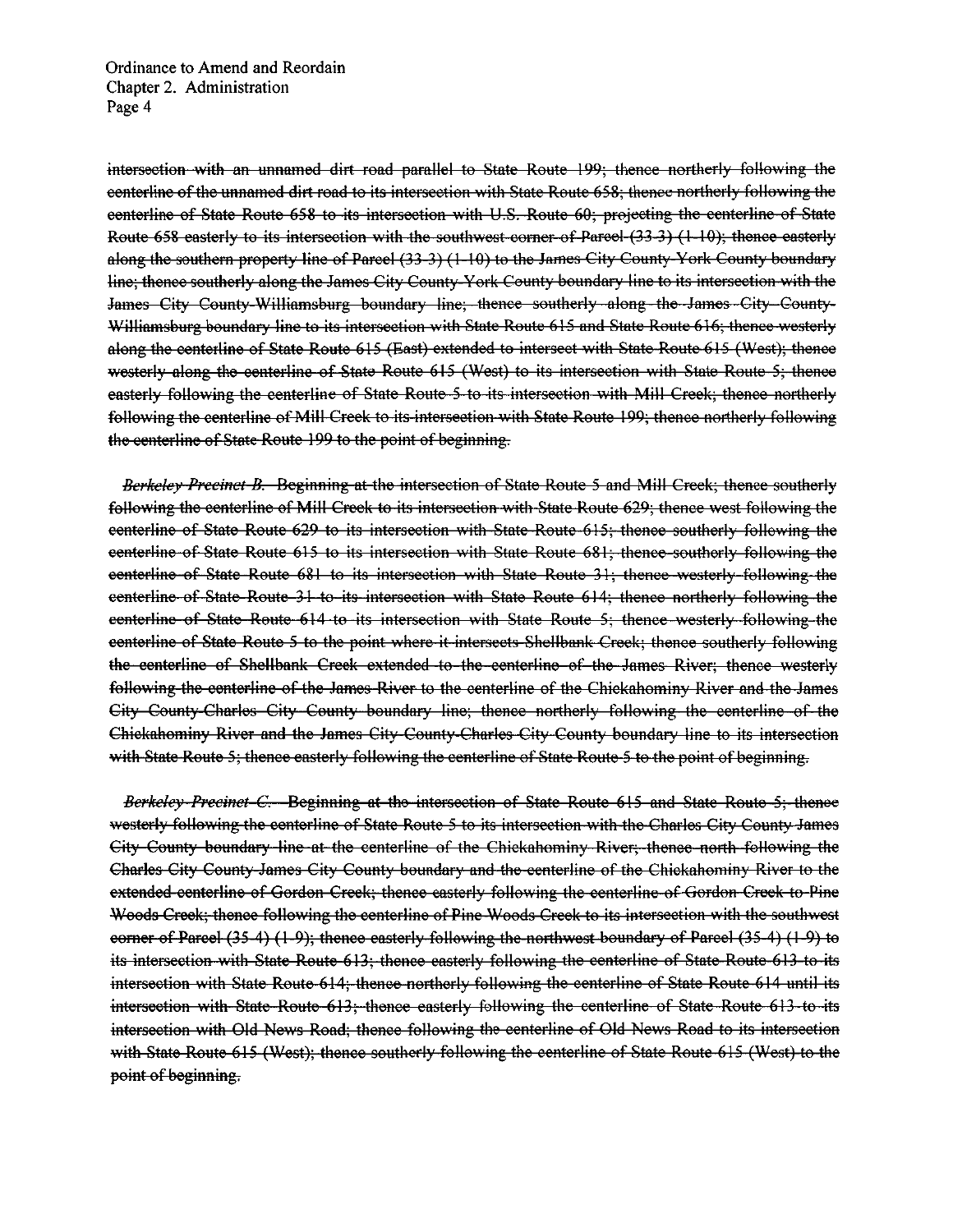~~intersection with an unnamed dirt road parallel to State Route 199; thence northerly following the centerline of the unnamed dirt road to its intersection with State Route 658; thence northerly following the centerline of State Route 658 to its intersection with U.S. Route 60; projecting the centerline of State Route 658 easterly to its intersection with the southwest corner of Parcel (33-3) (1-10); thence easterly along the southern property line of Parcel (33-3) (1-10) to the James City County-York County boundary line; thence southerly along the James City County-York County boundary line to its intersection with the James City County-Williamsburg boundary line; thence southerly along the James City County-Williamsburg boundary line to its intersection with State Route 615 and State Route 616; thence westerly along the centerline of State Route 615 (East) extended to intersect with State Route 615 (West); thence westerly along the centerline of State Route 615 (West) to its intersection with State Route 5; thence easterly following the centerline of State Route 5 to its intersection with Mill Creek; thence northerly following the centerline of Mill Creek to its intersection with State Route 199; thence northerly following the centerline of State Route 199 to the point of beginning.~~

~~*Berkeley Precinct B.* Beginning at the intersection of State Route 5 and Mill Creek; thence southerly following the centerline of Mill Creek to its intersection with State Route 629; thence west following the centerline of State Route 629 to its intersection with State Route 615; thence southerly following the centerline of State Route 615 to its intersection with State Route 681; thence southerly following the centerline of State Route 681 to its intersection with State Route 31; thence westerly following the centerline of State Route 31 to its intersection with State Route 614; thence northerly following the centerline of State Route 614 to its intersection with State Route 5; thence westerly following the centerline of State Route 5 to the point where it intersects Shellbank Creek; thence southerly following the centerline of Shellbank Creek extended to the centerline of the James River; thence westerly following the centerline of the James River to the centerline of the Chickahominy River and the James City County-Charles City County boundary line; thence northerly following the centerline of the Chickahominy River and the James City County-Charles City County boundary line to its intersection with State Route 5; thence easterly following the centerline of State Route 5 to the point of beginning.~~

~~*Berkeley Precinct C.* Beginning at the intersection of State Route 615 and State Route 5; thence westerly following the centerline of State Route 5 to its intersection with the Charles City County-James City County boundary line at the centerline of the Chickahominy River; thence north following the Charles City County-James City County boundary and the centerline of the Chickahominy River to the extended centerline of Gordon Creek; thence easterly following the centerline of Gordon Creek to Pine Woods Creek; thence following the centerline of Pine Woods Creek to its intersection with the southwest corner of Parcel (35-4) (1-9); thence easterly following the northwest boundary of Parcel (35-4) (1-9) to its intersection with State Route 613; thence easterly following the centerline of State Route 613 to its intersection with State Route 614; thence northerly following the centerline of State Route 614 until its intersection with State Route 613; thence easterly following the centerline of State Route 613 to its intersection with Old News Road; thence following the centerline of Old News Road to its intersection with State Route 615 (West); thence southerly following the centerline of State Route 615 (West) to the point of beginning.~~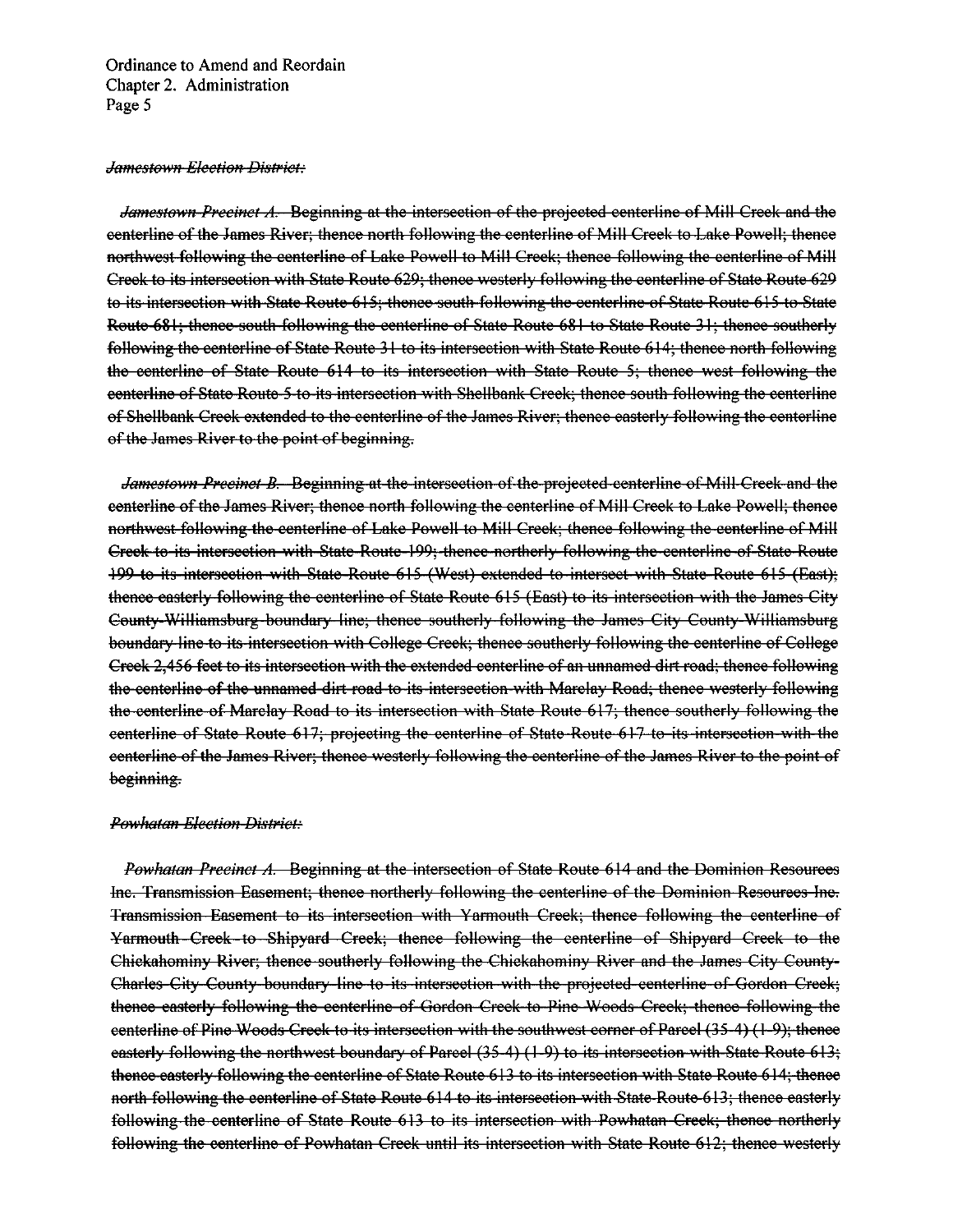~~*Jamestown Election District:*~~

~~*Jamestown Precinct A.* Beginning at the intersection of the projected centerline of Mill Creek and the centerline of the James River; thence north following the centerline of Mill Creek to Lake Powell; thence northwest following the centerline of Lake Powell to Mill Creek; thence following the centerline of Mill Creek to its intersection with State Route 629; thence westerly following the centerline of State Route 629 to its intersection with State Route 615; thence south following the centerline of State Route 615 to State Route 681; thence south following the centerline of State Route 681 to State Route 31; thence southerly following the centerline of State Route 31 to its intersection with State Route 614; thence north following the centerline of State Route 614 to its intersection with State Route 5; thence west following the centerline of State Route 5 to its intersection with Shellbank Creek; thence south following the centerline of Shellbank Creek extended to the centerline of the James River; thence easterly following the centerline of the James River to the point of beginning.~~

~~*Jamestown Precinct B.* Beginning at the intersection of the projected centerline of Mill Creek and the centerline of the James River; thence north following the centerline of Mill Creek to Lake Powell; thence northwest following the centerline of Lake Powell to Mill Creek; thence following the centerline of Mill Creek to its intersection with State Route 199; thence northerly following the centerline of State Route 199 to its intersection with State Route 615 (West) extended to intersect with State Route 615 (East); thence easterly following the centerline of State Route 615 (East) to its intersection with the James City County-Williamsburg boundary line; thence southerly following the James City County-Williamsburg boundary line to its intersection with College Creek; thence southerly following the centerline of College Creek 2,456 feet to its intersection with the extended centerline of an unnamed dirt road; thence following the centerline of the unnamed dirt road to its intersection with Marclay Road; thence westerly following the centerline of Marclay Road to its intersection with State Route 617; thence southerly following the centerline of State Route 617; projecting the centerline of State Route 617 to its intersection with the centerline of the James River; thence westerly following the centerline of the James River to the point of beginning.~~

~~*Powhatan Election District:*~~

~~*Powhatan Precinct A.* Beginning at the intersection of State Route 614 and the Dominion Resources Inc. Transmission Easement; thence northerly following the centerline of the Dominion Resources Inc. Transmission Easement to its intersection with Yarmouth Creek; thence following the centerline of Yarmouth Creek to Shipyard Creek; thence following the centerline of Shipyard Creek to the Chickahominy River; thence southerly following the Chickahominy River and the James City County-Charles City County boundary line to its intersection with the projected centerline of Gordon Creek; thence easterly following the centerline of Gordon Creek to Pine Woods Creek; thence following the centerline of Pine Woods Creek to its intersection with the southwest corner of Parcel (35-4) (1-9); thence easterly following the northwest boundary of Parcel (35-4) (1-9) to its intersection with State Route 613; thence easterly following the centerline of State Route 613 to its intersection with State Route 614; thence north following the centerline of State Route 614 to its intersection with State Route 613; thence easterly following the centerline of State Route 613 to its intersection with Powhatan Creek; thence northerly following the centerline of Powhatan Creek until its intersection with State Route 612; thence westerly~~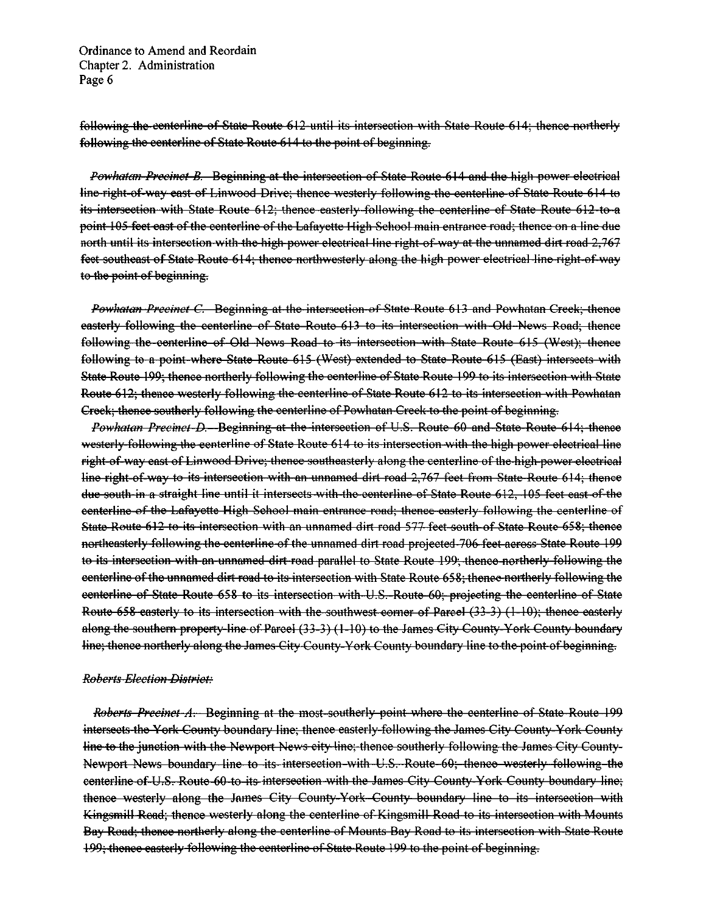~~following the centerline of State Route 612 until its intersection with State Route 614; thence northerly following the centerline of State Route 614 to the point of beginning.~~

~~*Powhatan Precinct B.* Beginning at the intersection of State Route 614 and the high power electrical line right-of-way east of Linwood Drive; thence westerly following the centerline of State Route 614 to its intersection with State Route 612; thence easterly following the centerline of State Route 612 to a point 105 feet east of the centerline of the Lafayette High School main entrance road; thence on a line due north until its intersection with the high power electrical line right-of-way at the unnamed dirt road 2,767 feet southeast of State Route 614; thence northwesterly along the high power electrical line right-of-way to the point of beginning.~~

~~*Powhatan Precinct C.* Beginning at the intersection of State Route 613 and Powhatan Creek; thence easterly following the centerline of State Route 613 to its intersection with Old News Road; thence following the centerline of Old News Road to its intersection with State Route 615 (West); thence following to a point where State Route 615 (West) extended to State Route 615 (East) intersects with State Route 199; thence northerly following the centerline of State Route 199 to its intersection with State Route 612; thence westerly following the centerline of State Route 612 to its intersection with Powhatan Creek; thence southerly following the centerline of Powhatan Creek to the point of beginning.~~

~~*Powhatan Precinct D.* Beginning at the intersection of U.S. Route 60 and State Route 614; thence westerly following the centerline of State Route 614 to its intersection with the high power electrical line right-of-way east of Linwood Drive; thence southeasterly along the centerline of the high power electrical line right-of-way to its intersection with an unnamed dirt road 2,767 feet from State Route 614; thence due south in a straight line until it intersects with the centerline of State Route 612, 105 feet east of the centerline of the Lafayette High School main entrance road; thence easterly following the centerline of State Route 612 to its intersection with an unnamed dirt road 577 feet south of State Route 658; thence northeasterly following the centerline of the unnamed dirt road projected 706 feet across State Route 199 to its intersection with an unnamed dirt road parallel to State Route 199; thence northerly following the centerline of the unnamed dirt road to its intersection with State Route 658; thence northerly following the centerline of State Route 658 to its intersection with U.S. Route 60; projecting the centerline of State Route 658 easterly to its intersection with the southwest corner of Parcel (33-3) (1-10); thence easterly along the southern property line of Parcel (33-3) (1-10) to the James City County-York County boundary line; thence northerly along the James City County-York County boundary line to the point of beginning.~~

~~*Roberts Election District:*~~

~~*Roberts Precinct A.* Beginning at the most southerly point where the centerline of State Route 199 intersects the York County boundary line; thence easterly following the James City County-York County line to the junction with the Newport News city line; thence southerly following the James City County-Newport News boundary line to its intersection with U.S. Route 60; thence westerly following the centerline of U.S. Route 60 to its intersection with the James City County-York County boundary line; thence westerly along the James City County-York County boundary line to its intersection with Kingsmill Road; thence westerly along the centerline of Kingsmill Road to its intersection with Mounts Bay Road; thence northerly along the centerline of Mounts Bay Road to its intersection with State Route 199; thence easterly following the centerline of State Route 199 to the point of beginning.~~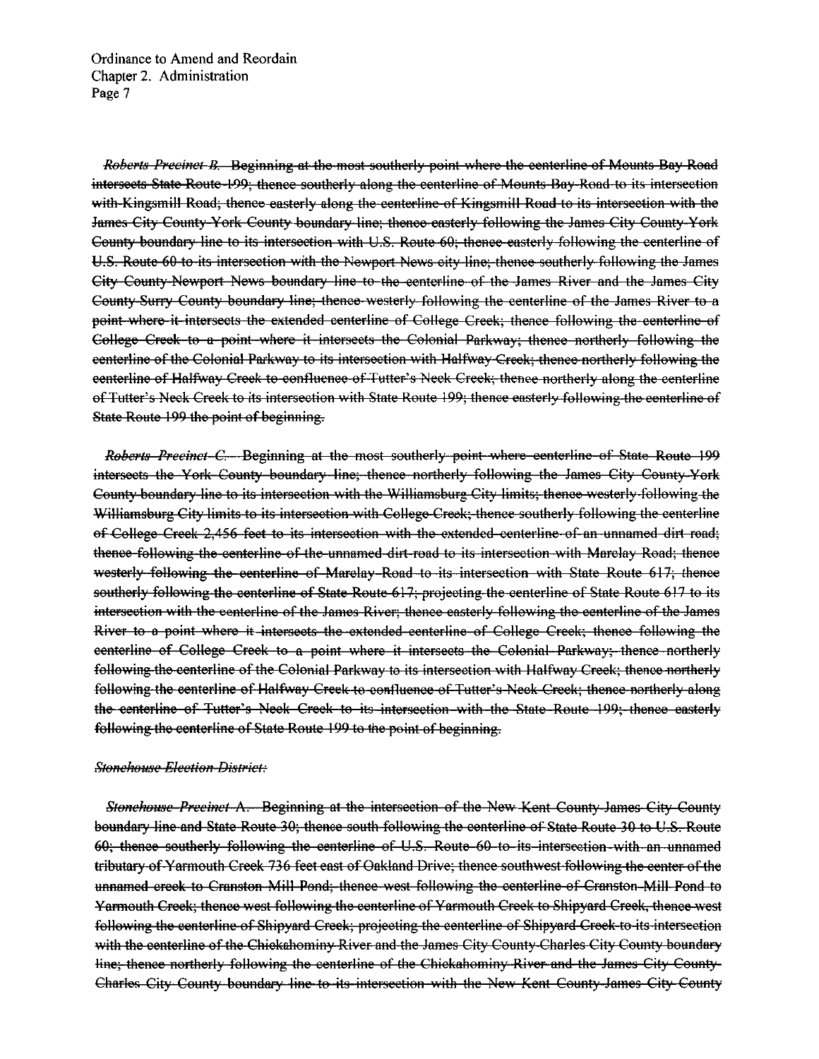~~*Roberts Precinct B.* Beginning at the most southerly point where the centerline of Mounts Bay Road intersects State Route 199; thence southerly along the centerline of Mounts Bay Road to its intersection with Kingsmill Road; thence easterly along the centerline of Kingsmill Road to its intersection with the James City County-York County boundary line; thence easterly following the James City County-York County boundary line to its intersection with U.S. Route 60; thence easterly following the centerline of U.S. Route 60 to its intersection with the Newport News city line; thence southerly following the James City County-Newport News boundary line to the centerline of the James River and the James City County-Surry County boundary line; thence westerly following the centerline of the James River to a point where it intersects the extended centerline of College Creek; thence following the centerline of College Creek to a point where it intersects the Colonial Parkway; thence northerly following the centerline of the Colonial Parkway to its intersection with Halfway Creek; thence northerly following the centerline of Halfway Creek to confluence of Tutter's Neck Creek; thence northerly along the centerline of Tutter's Neck Creek to its intersection with State Route 199; thence easterly following the centerline of State Route 199 the point of beginning.~~

~~*Roberts Precinct C.* Beginning at the most southerly point where centerline of State Route 199 intersects the York County boundary line; thence northerly following the James City County-York County boundary line to its intersection with the Williamsburg City limits; thence westerly following the Williamsburg City limits to its intersection with College Creek; thence southerly following the centerline of College Creek 2,456 feet to its intersection with the extended centerline of an unnamed dirt road; thence following the centerline of the unnamed dirt road to its intersection with Marclay Road; thence westerly following the centerline of Marclay Road to its intersection with State Route 617; thence southerly following the centerline of State Route 617; projecting the centerline of State Route 617 to its intersection with the centerline of the James River; thence easterly following the centerline of the James River to a point where it intersects the extended centerline of College Creek; thence following the centerline of College Creek to a point where it intersects the Colonial Parkway; thence northerly following the centerline of the Colonial Parkway to its intersection with Halfway Creek; thence northerly following the centerline of Halfway Creek to confluence of Tutter's Neck Creek; thence northerly along the centerline of Tutter's Neck Creek to its intersection with the State Route 199; thence easterly following the centerline of State Route 199 to the point of beginning.~~

~~*Stonehouse Election District:*~~

~~*Stonehouse Precinct A.* Beginning at the intersection of the New Kent County-James City County boundary line and State Route 30; thence south following the centerline of State Route 30 to U.S. Route 60; thence southerly following the centerline of U.S. Route 60 to its intersection with an unnamed tributary of Yarmouth Creek 736 feet east of Oakland Drive; thence southwest following the center of the unnamed creek to Cranston Mill Pond; thence west following the centerline of Cranston Mill Pond to Yarmouth Creek; thence west following the centerline of Yarmouth Creek to Shipyard Creek, thence west following the centerline of Shipyard Creek; projecting the centerline of Shipyard Creek to its intersection with the centerline of the Chickahominy River and the James City County-Charles City County boundary line; thence northerly following the centerline of the Chickahominy River and the James City County-Charles City County boundary line to its intersection with the New Kent County-James City County~~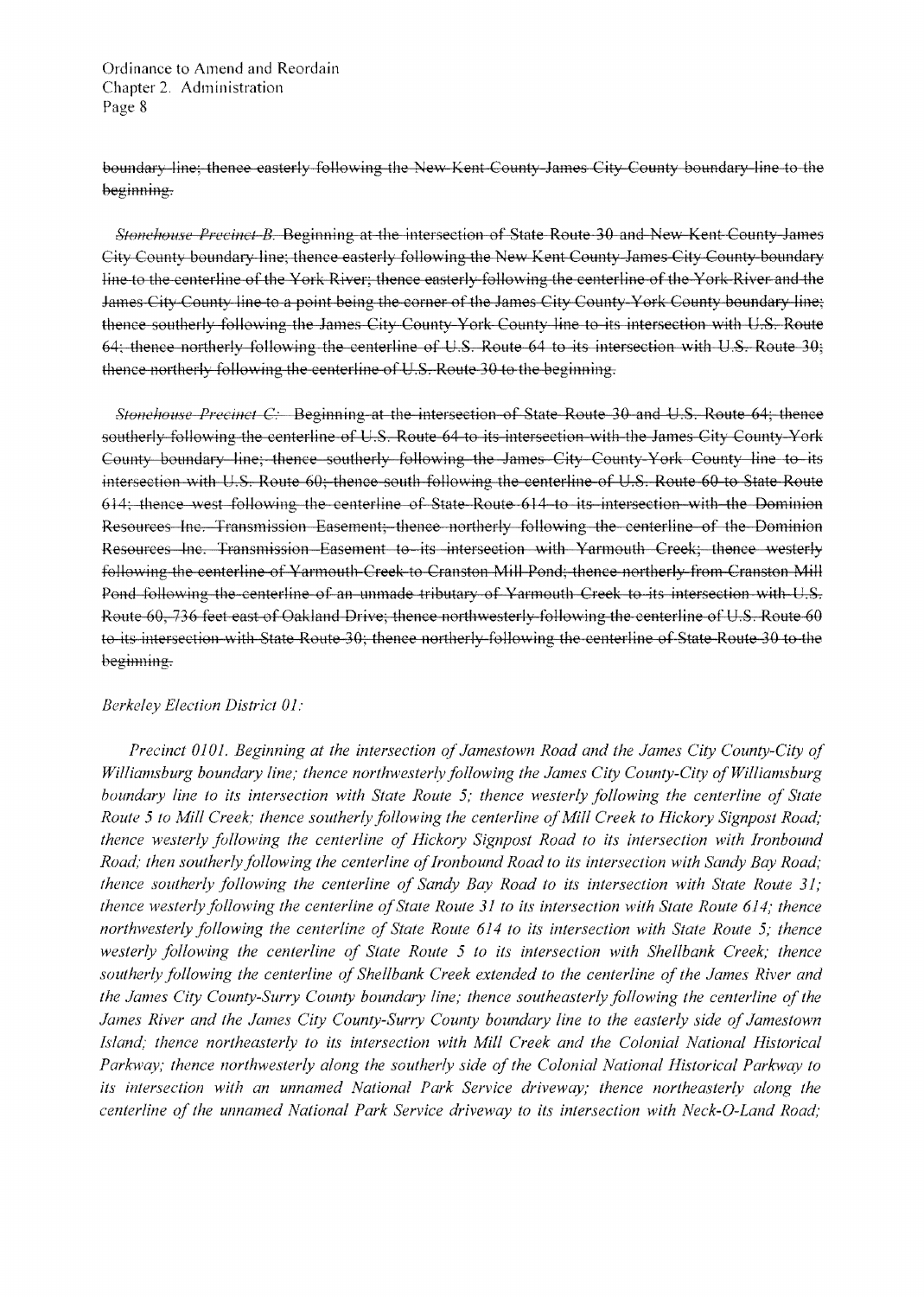~~boundary line; thence easterly following the New Kent County-James City County boundary line to the beginning.~~

~~*Stonehouse Precinct B.* Beginning at the intersection of State Route 30 and New Kent County-James City County boundary line; thence easterly following the New Kent County-James City County boundary line to the centerline of the York River; thence easterly following the centerline of the York River and the James City County line to a point being the corner of the James City County-York County boundary line; thence southerly following the James City County-York County line to its intersection with U.S. Route 64; thence northerly following the centerline of U.S. Route 64 to its intersection with U.S. Route 30; thence northerly following the centerline of U.S. Route 30 to the beginning.~~

~~*Stonehouse Precinct C:* Beginning at the intersection of State Route 30 and U.S. Route 64; thence southerly following the centerline of U.S. Route 64 to its intersection with the James City County-York County boundary line; thence southerly following the James City County-York County line to its intersection with U.S. Route 60; thence south following the centerline of U.S. Route 60 to State Route 614; thence west following the centerline of State Route 614 to its intersection with the Dominion Resources Inc. Transmission Easement; thence northerly following the centerline of the Dominion Resources Inc. Transmission Easement to its intersection with Yarmouth Creek; thence westerly following the centerline of Yarmouth Creek to Cranston Mill Pond; thence northerly from Cranston Mill Pond following the centerline of an unmade tributary of Yarmouth Creek to its intersection with U.S. Route 60, 736 feet east of Oakland Drive; thence northwesterly following the centerline of U.S. Route 60 to its intersection with State Route 30; thence northerly following the centerline of State Route 30 to the beginning.~~

*Berkeley Election District 01:*

*Precinct 0101. Beginning at the intersection of Jamestown Road and the James City County-City of Williamsburg boundary line; thence northwesterly following the James City County-City of Williamsburg boundary line to its intersection with State Route 5; thence westerly following the centerline of State Route 5 to Mill Creek; thence southerly following the centerline of Mill Creek to Hickory Signpost Road; thence westerly following the centerline of Hickory Signpost Road to its intersection with Ironbound Road; then southerly following the centerline of Ironbound Road to its intersection with Sandy Bay Road; thence southerly following the centerline of Sandy Bay Road to its intersection with State Route 31; thence westerly following the centerline of State Route 31 to its intersection with State Route 614; thence northwesterly following the centerline of State Route 614 to its intersection with State Route 5; thence westerly following the centerline of State Route 5 to its intersection with Shellbank Creek; thence southerly following the centerline of Shellbank Creek extended to the centerline of the James River and the James City County-Surry County boundary line; thence southeasterly following the centerline of the James River and the James City County-Surry County boundary line to the easterly side of Jamestown Island; thence northeasterly to its intersection with Mill Creek and the Colonial National Historical Parkway; thence northwesterly along the southerly side of the Colonial National Historical Parkway to its intersection with an unnamed National Park Service driveway; thence northeasterly along the centerline of the unnamed National Park Service driveway to its intersection with Neck-O-Land Road;*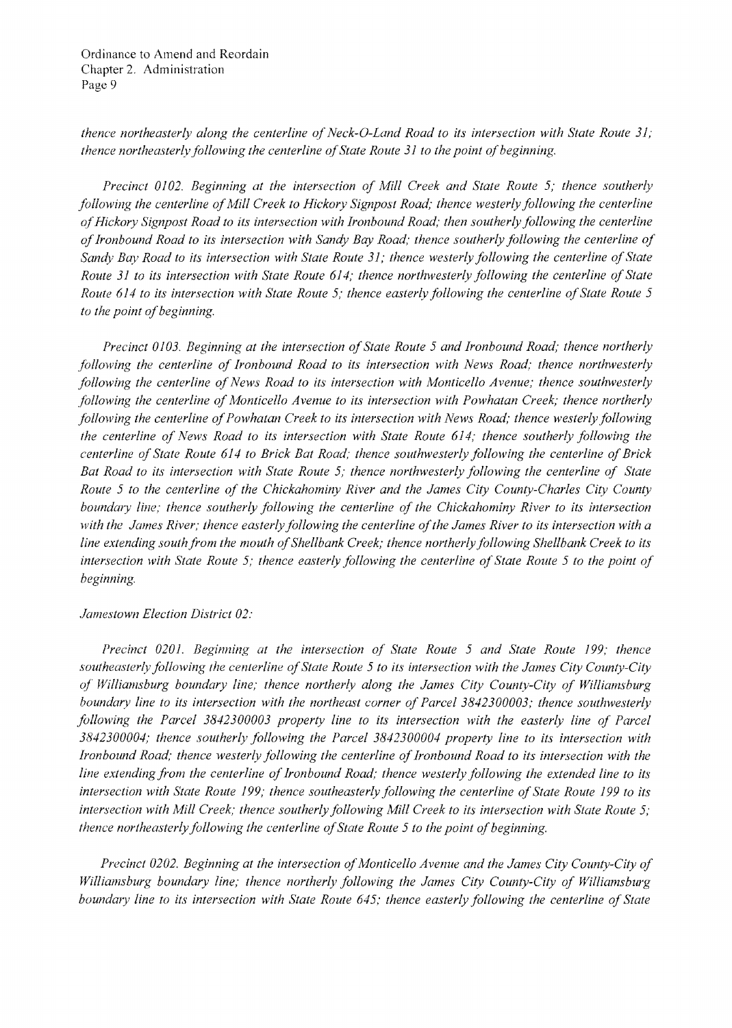*thence northeasterly along the centerline of Neck-O-Land Road to its intersection with State Route 31; thence northeasterly following the centerline of State Route 31 to the point of beginning.*

*Precinct 0102. Beginning at the intersection of Mill Creek and State Route 5; thence southerly following the centerline of Mill Creek to Hickory Signpost Road; thence westerly following the centerline of Hickory Signpost Road to its intersection with Ironbound Road; then southerly following the centerline of Ironbound Road to its intersection with Sandy Bay Road; thence southerly following the centerline of Sandy Bay Road to its intersection with State Route 31; thence westerly following the centerline of State Route 31 to its intersection with State Route 614; thence northwesterly following the centerline of State Route 614 to its intersection with State Route 5; thence easterly following the centerline of State Route 5 to the point of beginning.*

*Precinct 0103. Beginning at the intersection of State Route 5 and Ironbound Road; thence northerly following the centerline of Ironbound Road to its intersection with News Road; thence northwesterly following the centerline of News Road to its intersection with Monticello Avenue; thence southwesterly following the centerline of Monticello Avenue to its intersection with Powhatan Creek; thence northerly following the centerline of Powhatan Creek to its intersection with News Road; thence westerly following the centerline of News Road to its intersection with State Route 614; thence southerly following the centerline of State Route 614 to Brick Bat Road; thence southwesterly following the centerline of Brick Bat Road to its intersection with State Route 5; thence northwesterly following the centerline of State Route 5 to the centerline of the Chickahominy River and the James City County-Charles City County boundary line; thence southerly following the centerline of the Chickahominy River to its intersection with the James River; thence easterly following the centerline of the James River to its intersection with a line extending south from the mouth of Shellbank Creek; thence northerly following Shellbank Creek to its intersection with State Route 5; thence easterly following the centerline of State Route 5 to the point of beginning.*

*Jamestown Election District 02:*

*Precinct 0201. Beginning at the intersection of State Route 5 and State Route 199; thence southeasterly following the centerline of State Route 5 to its intersection with the James City County-City of Williamsburg boundary line; thence northerly along the James City County-City of Williamsburg boundary line to its intersection with the northeast corner of Parcel 3842300003; thence southwesterly following the Parcel 3842300003 property line to its intersection with the easterly line of Parcel 3842300004; thence southerly following the Parcel 3842300004 property line to its intersection with Ironbound Road; thence westerly following the centerline of Ironbound Road to its intersection with the line extending from the centerline of Ironbound Road; thence westerly following the extended line to its intersection with State Route 199; thence southeasterly following the centerline of State Route 199 to its intersection with Mill Creek; thence southerly following Mill Creek to its intersection with State Route 5; thence northeasterly following the centerline of State Route 5 to the point of beginning.*

*Precinct 0202. Beginning at the intersection of Monticello Avenue and the James City County-City of Williamsburg boundary line; thence northerly following the James City County-City of Williamsburg boundary line to its intersection with State Route 645; thence easterly following the centerline of State*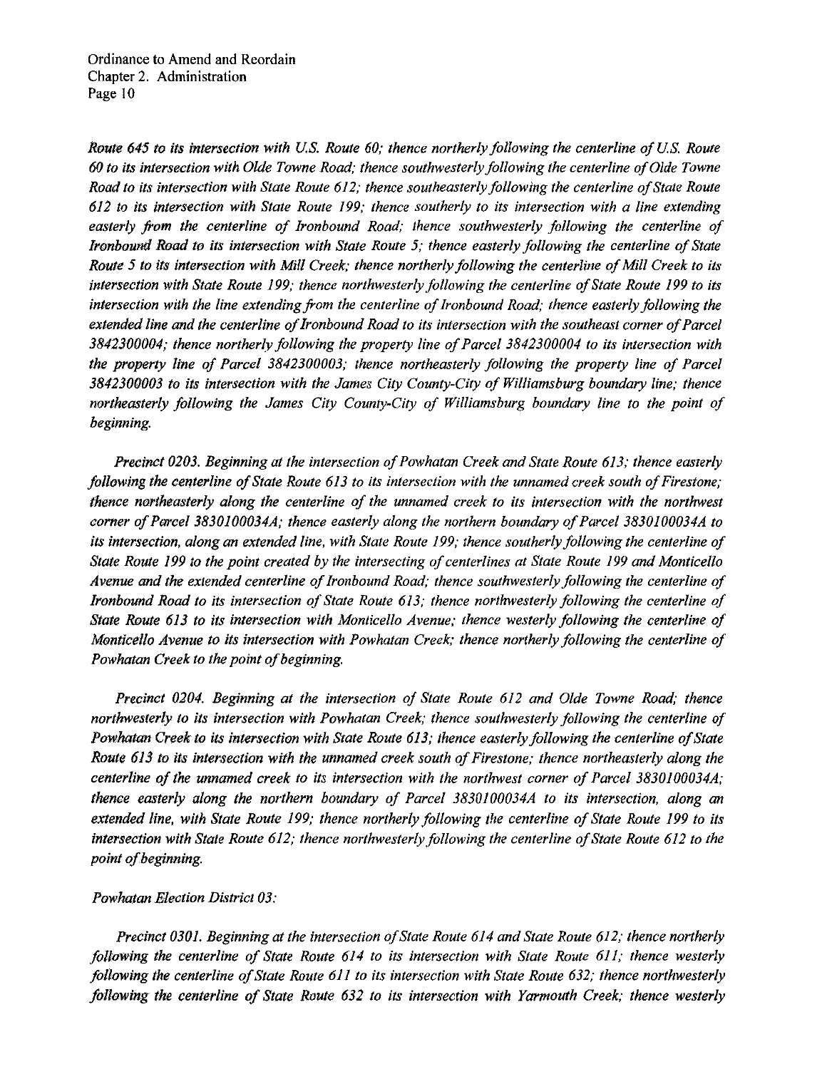*Route 645 to its intersection with U.S. Route 60; thence northerly following the centerline of U.S. Route 60 to its intersection with Olde Towne Road; thence southwesterly following the centerline of Olde Towne Road to its intersection with State Route 612; thence southeasterly following the centerline of State Route 612 to its intersection with State Route 199; thence southerly to its intersection with a line extending easterly from the centerline of Ironbound Road; thence southwesterly following the centerline of Ironbound Road to its intersection with State Route 5; thence easterly following the centerline of State Route 5 to its intersection with Mill Creek; thence northerly following the centerline of Mill Creek to its intersection with State Route 199; thence northwesterly following the centerline of State Route 199 to its intersection with the line extending from the centerline of Ironbound Road; thence easterly following the extended line and the centerline of Ironbound Road to its intersection with the southeast corner of Parcel 3842300004; thence northerly following the property line of Parcel 3842300004 to its intersection with the property line of Parcel 3842300003; thence northeasterly following the property line of Parcel 3842300003 to its intersection with the James City County-City of Williamsburg boundary line; thence northeasterly following the James City County-City of Williamsburg boundary line to the point of beginning.*

*Precinct 0203. Beginning at the intersection of Powhatan Creek and State Route 613; thence easterly following the centerline of State Route 613 to its intersection with the unnamed creek south of Firestone; thence northeasterly along the centerline of the unnamed creek to its intersection with the northwest corner of Parcel 3830100034A; thence easterly along the northern boundary of Parcel 3830100034A to its intersection, along an extended line, with State Route 199; thence southerly following the centerline of State Route 199 to the point created by the intersecting of centerlines at State Route 199 and Monticello Avenue and the extended centerline of Ironbound Road; thence southwesterly following the centerline of Ironbound Road to its intersection of State Route 613; thence northwesterly following the centerline of State Route 613 to its intersection with Monticello Avenue; thence westerly following the centerline of Monticello Avenue to its intersection with Powhatan Creek; thence northerly following the centerline of Powhatan Creek to the point of beginning.*

*Precinct 0204. Beginning at the intersection of State Route 612 and Olde Towne Road; thence northwesterly to its intersection with Powhatan Creek; thence southwesterly following the centerline of Powhatan Creek to its intersection with State Route 613; thence easterly following the centerline of State Route 613 to its intersection with the unnamed creek south of Firestone; thence northeasterly along the centerline of the unnamed creek to its intersection with the northwest corner of Parcel 3830100034A; thence easterly along the northern boundary of Parcel 3830100034A to its intersection, along an extended line, with State Route 199; thence northerly following the centerline of State Route 199 to its intersection with State Route 612; thence northwesterly following the centerline of State Route 612 to the point of beginning.*

*Powhatan Election District 03:*

*Precinct 0301. Beginning at the intersection of State Route 614 and State Route 612; thence northerly following the centerline of State Route 614 to its intersection with State Route 611; thence westerly following the centerline of State Route 611 to its intersection with State Route 632; thence northwesterly following the centerline of State Route 632 to its intersection with Yarmouth Creek; thence westerly*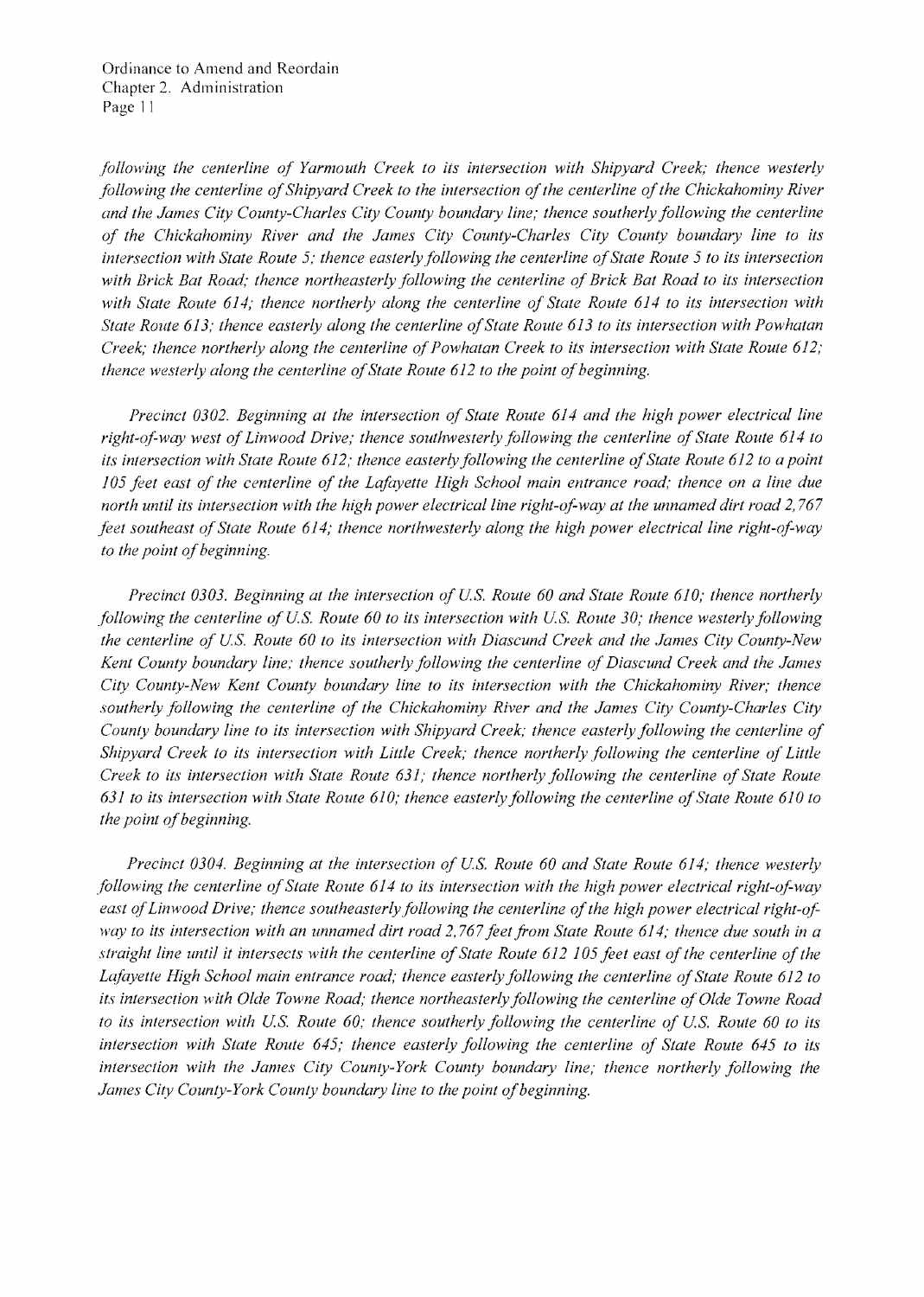*following the centerline of Yarmouth Creek to its intersection with Shipyard Creek; thence westerly following the centerline of Shipyard Creek to the intersection of the centerline of the Chickahominy River and the James City County-Charles City County boundary line; thence southerly following the centerline of the Chickahominy River and the James City County-Charles City County boundary line to its intersection with State Route 5; thence easterly following the centerline of State Route 5 to its intersection with Brick Bat Road; thence northeasterly following the centerline of Brick Bat Road to its intersection with State Route 614; thence northerly along the centerline of State Route 614 to its intersection with State Route 613; thence easterly along the centerline of State Route 613 to its intersection with Powhatan Creek; thence northerly along the centerline of Powhatan Creek to its intersection with State Route 612; thence westerly along the centerline of State Route 612 to the point of beginning.*

*Precinct 0302. Beginning at the intersection of State Route 614 and the high power electrical line right-of-way west of Linwood Drive; thence southwesterly following the centerline of State Route 614 to its intersection with State Route 612; thence easterly following the centerline of State Route 612 to a point 105 feet east of the centerline of the Lafayette High School main entrance road; thence on a line due north until its intersection with the high power electrical line right-of-way at the unnamed dirt road 2,767 feet southeast of State Route 614; thence northwesterly along the high power electrical line right-of-way to the point of beginning.*

*Precinct 0303. Beginning at the intersection of U.S. Route 60 and State Route 610; thence northerly following the centerline of U.S. Route 60 to its intersection with U.S. Route 30; thence westerly following the centerline of U.S. Route 60 to its intersection with Diascund Creek and the James City County-New Kent County boundary line; thence southerly following the centerline of Diascund Creek and the James City County-New Kent County boundary line to its intersection with the Chickahominy River; thence southerly following the centerline of the Chickahominy River and the James City County-Charles City County boundary line to its intersection with Shipyard Creek; thence easterly following the centerline of Shipyard Creek to its intersection with Little Creek; thence northerly following the centerline of Little Creek to its intersection with State Route 631; thence northerly following the centerline of State Route 631 to its intersection with State Route 610; thence easterly following the centerline of State Route 610 to the point of beginning.*

*Precinct 0304. Beginning at the intersection of U.S. Route 60 and State Route 614; thence westerly following the centerline of State Route 614 to its intersection with the high power electrical right-of-way east of Linwood Drive; thence southeasterly following the centerline of the high power electrical right-of-way to its intersection with an unnamed dirt road 2,767 feet from State Route 614; thence due south in a straight line until it intersects with the centerline of State Route 612 105 feet east of the centerline of the Lafayette High School main entrance road; thence easterly following the centerline of State Route 612 to its intersection with Olde Towne Road; thence northeasterly following the centerline of Olde Towne Road to its intersection with U.S. Route 60; thence southerly following the centerline of U.S. Route 60 to its intersection with State Route 645; thence easterly following the centerline of State Route 645 to its intersection with the James City County-York County boundary line; thence northerly following the James City County-York County boundary line to the point of beginning.*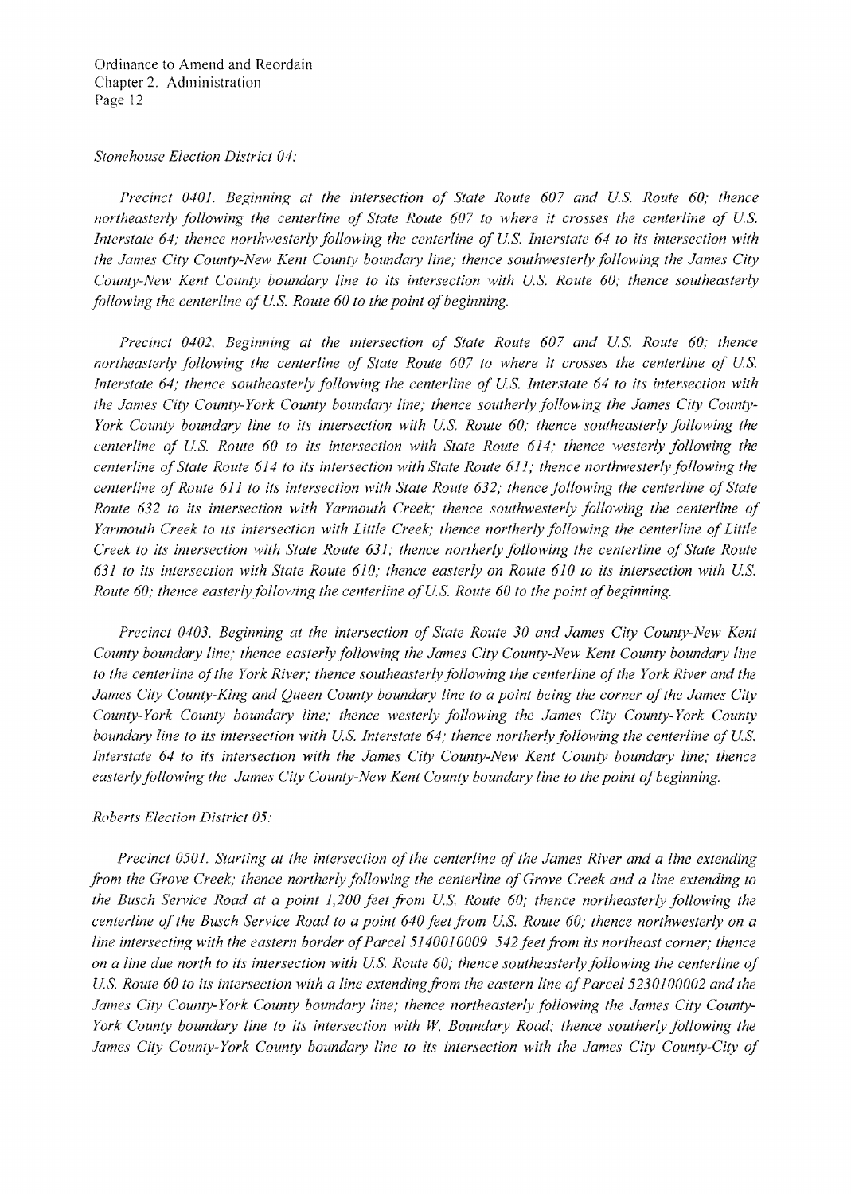*Stonehouse Election District 04:*

*Precinct 0401. Beginning at the intersection of State Route 607 and U.S. Route 60; thence northeasterly following the centerline of State Route 607 to where it crosses the centerline of U.S. Interstate 64; thence northwesterly following the centerline of U.S. Interstate 64 to its intersection with the James City County-New Kent County boundary line; thence southwesterly following the James City County-New Kent County boundary line to its intersection with U.S. Route 60; thence southeasterly following the centerline of U.S. Route 60 to the point of beginning.*

*Precinct 0402. Beginning at the intersection of State Route 607 and U.S. Route 60; thence northeasterly following the centerline of State Route 607 to where it crosses the centerline of U.S. Interstate 64; thence southeasterly following the centerline of U.S. Interstate 64 to its intersection with the James City County-York County boundary line; thence southerly following the James City County-York County boundary line to its intersection with U.S. Route 60; thence southeasterly following the centerline of U.S. Route 60 to its intersection with State Route 614; thence westerly following the centerline of State Route 614 to its intersection with State Route 611; thence northwesterly following the centerline of Route 611 to its intersection with State Route 632; thence following the centerline of State Route 632 to its intersection with Yarmouth Creek; thence southwesterly following the centerline of Yarmouth Creek to its intersection with Little Creek; thence northerly following the centerline of Little Creek to its intersection with State Route 631; thence northerly following the centerline of State Route 631 to its intersection with State Route 610; thence easterly on Route 610 to its intersection with U.S. Route 60; thence easterly following the centerline of U.S. Route 60 to the point of beginning.*

*Precinct 0403. Beginning at the intersection of State Route 30 and James City County-New Kent County boundary line; thence easterly following the James City County-New Kent County boundary line to the centerline of the York River; thence southeasterly following the centerline of the York River and the James City County-King and Queen County boundary line to a point being the corner of the James City County-York County boundary line; thence westerly following the James City County-York County boundary line to its intersection with U.S. Interstate 64; thence northerly following the centerline of U.S. Interstate 64 to its intersection with the James City County-New Kent County boundary line; thence easterly following the James City County-New Kent County boundary line to the point of beginning.*

*Roberts Election District 05:*

*Precinct 0501. Starting at the intersection of the centerline of the James River and a line extending from the Grove Creek; thence northerly following the centerline of Grove Creek and a line extending to the Busch Service Road at a point 1,200 feet from U.S. Route 60; thence northeasterly following the centerline of the Busch Service Road to a point 640 feet from U.S. Route 60; thence northwesterly on a line intersecting with the eastern border of Parcel 5140010009 542 feet from its northeast corner; thence on a line due north to its intersection with U.S. Route 60; thence southeasterly following the centerline of U.S. Route 60 to its intersection with a line extending from the eastern line of Parcel 5230100002 and the James City County-York County boundary line; thence northeasterly following the James City County-York County boundary line to its intersection with W. Boundary Road; thence southerly following the James City County-York County boundary line to its intersection with the James City County-City of*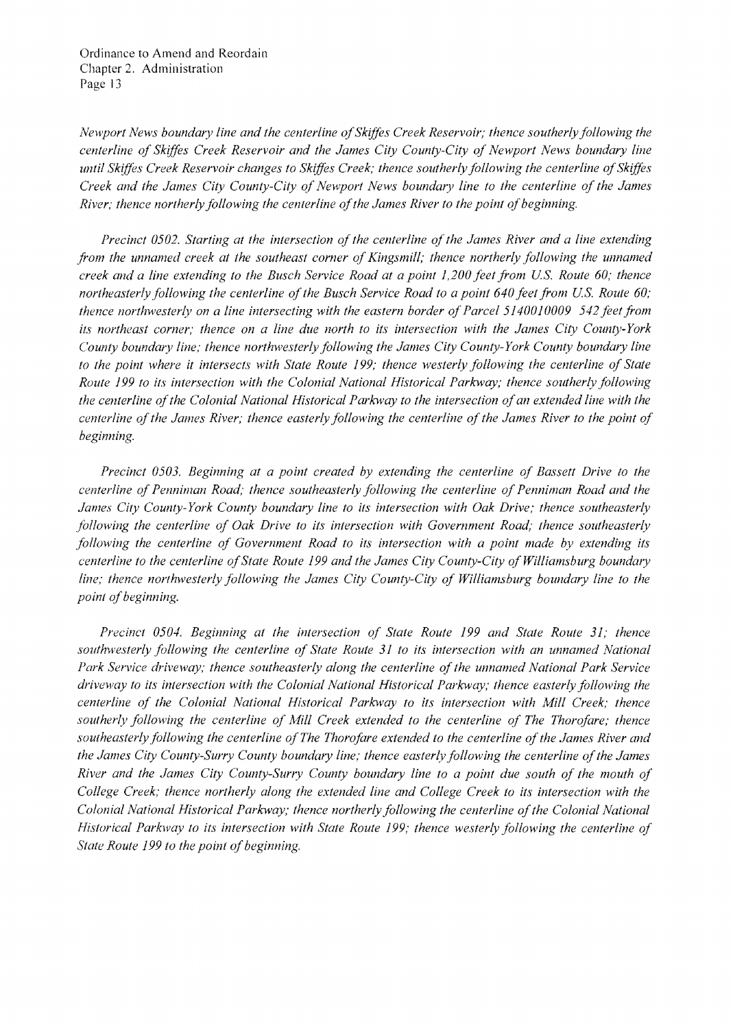*Newport News boundary line and the centerline of Skiffes Creek Reservoir; thence southerly following the centerline of Skiffes Creek Reservoir and the James City County-City of Newport News boundary line until Skiffes Creek Reservoir changes to Skiffes Creek; thence southerly following the centerline of Skiffes Creek and the James City County-City of Newport News boundary line to the centerline of the James River; thence northerly following the centerline of the James River to the point of beginning.*

*Precinct 0502. Starting at the intersection of the centerline of the James River and a line extending from the unnamed creek at the southeast corner of Kingsmill; thence northerly following the unnamed creek and a line extending to the Busch Service Road at a point 1,200 feet from U.S. Route 60; thence northeasterly following the centerline of the Busch Service Road to a point 640 feet from U.S. Route 60; thence northwesterly on a line intersecting with the eastern border of Parcel 5140010009 542 feet from its northeast corner; thence on a line due north to its intersection with the James City County-York County boundary line; thence northwesterly following the James City County-York County boundary line to the point where it intersects with State Route 199; thence westerly following the centerline of State Route 199 to its intersection with the Colonial National Historical Parkway; thence southerly following the centerline of the Colonial National Historical Parkway to the intersection of an extended line with the centerline of the James River; thence easterly following the centerline of the James River to the point of beginning.*

*Precinct 0503. Beginning at a point created by extending the centerline of Bassett Drive to the centerline of Penniman Road; thence southeasterly following the centerline of Penniman Road and the James City County-York County boundary line to its intersection with Oak Drive; thence southeasterly following the centerline of Oak Drive to its intersection with Government Road; thence southeasterly following the centerline of Government Road to its intersection with a point made by extending its centerline to the centerline of State Route 199 and the James City County-City of Williamsburg boundary line; thence northwesterly following the James City County-City of Williamsburg boundary line to the point of beginning.*

*Precinct 0504. Beginning at the intersection of State Route 199 and State Route 31; thence southwesterly following the centerline of State Route 31 to its intersection with an unnamed National Park Service driveway; thence southeasterly along the centerline of the unnamed National Park Service driveway to its intersection with the Colonial National Historical Parkway; thence easterly following the centerline of the Colonial National Historical Parkway to its intersection with Mill Creek; thence southerly following the centerline of Mill Creek extended to the centerline of The Thorofare; thence southeasterly following the centerline of The Thorofare extended to the centerline of the James River and the James City County-Surry County boundary line; thence easterly following the centerline of the James River and the James City County-Surry County boundary line to a point due south of the mouth of College Creek; thence northerly along the extended line and College Creek to its intersection with the Colonial National Historical Parkway; thence northerly following the centerline of the Colonial National Historical Parkway to its intersection with State Route 199; thence westerly following the centerline of State Route 199 to the point of beginning.*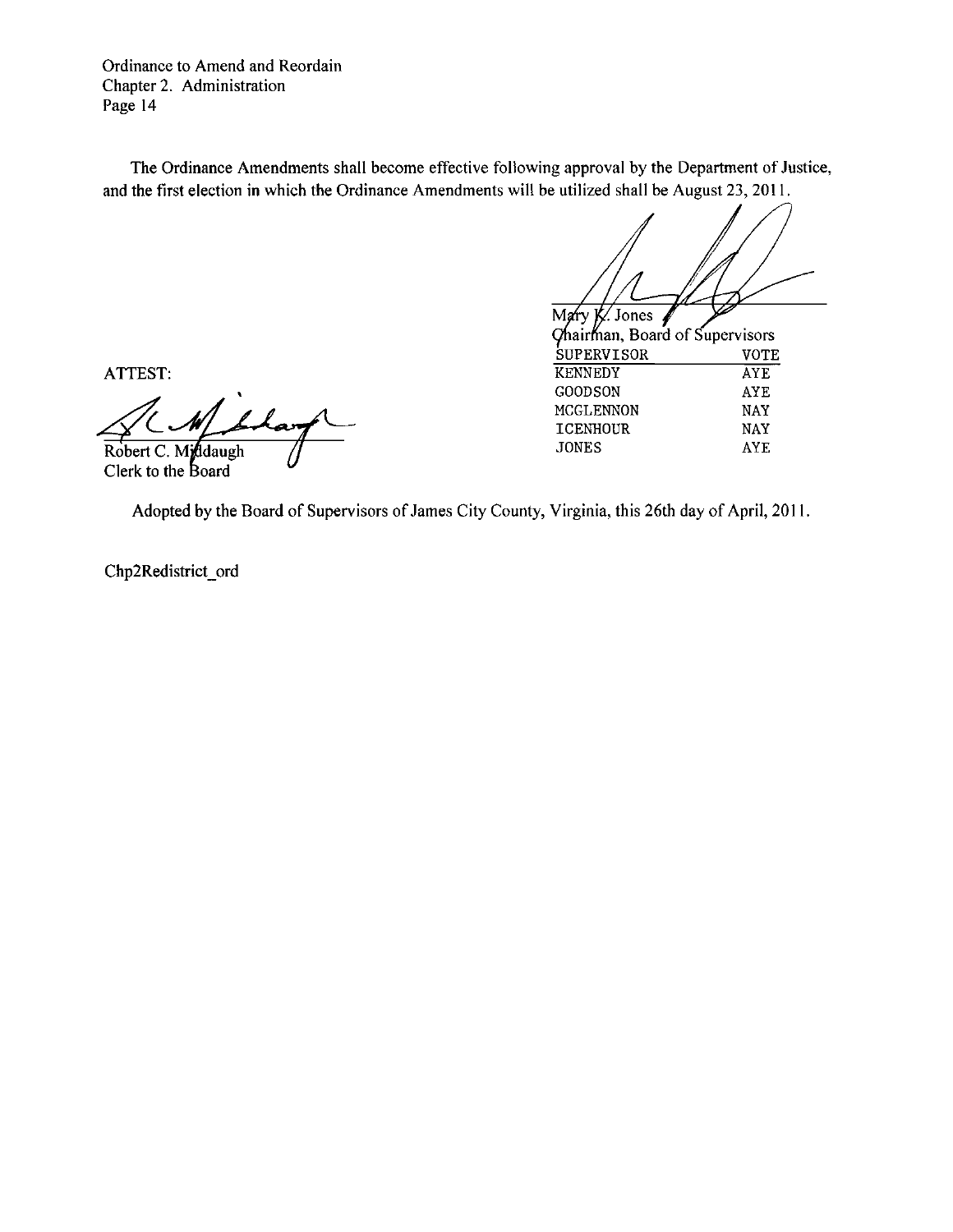The Ordinance Amendments shall become effective following approval by the Department of Justice, and the first election in which the Ordinance Amendments will be utilized shall be August 23, 2011.

Mary K. Jones
Chairman, Board of Supervisors

| SUPERVISOR | VOTE |
|---|---|
| KENNEDY | AYE |
| GOODSON | AYE |
| MCGLENNON | NAY |
| ICENHOUR | NAY |
| JONES | AYE |

ATTEST:

Robert C. Middaugh
Clerk to the Board

Adopted by the Board of Supervisors of James City County, Virginia, this 26th day of April, 2011.

Chp2Redistrict_ord